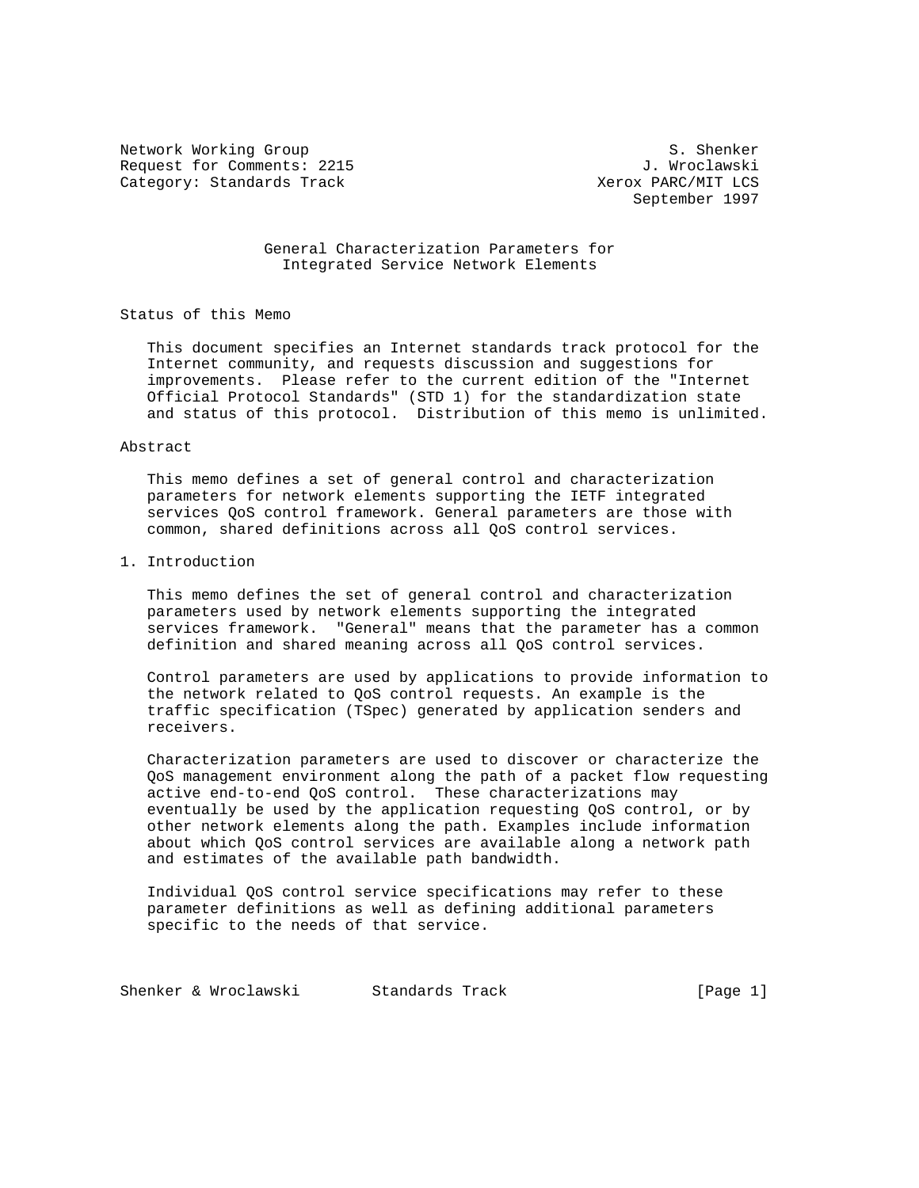Network Working Group S. Shenker
Request for Comments: 2215 J. Wroclawski
Category: Standards Track Xerox PARC/MIT LCS
September 1997

# General Characterization Parameters for Integrated Service Network Elements

## Status of this Memo

This document specifies an Internet standards track protocol for the Internet community, and requests discussion and suggestions for improvements. Please refer to the current edition of the "Internet Official Protocol Standards" (STD 1) for the standardization state and status of this protocol. Distribution of this memo is unlimited.

## Abstract

This memo defines a set of general control and characterization parameters for network elements supporting the IETF integrated services QoS control framework. General parameters are those with common, shared definitions across all QoS control services.

## 1. Introduction

This memo defines the set of general control and characterization parameters used by network elements supporting the integrated services framework. "General" means that the parameter has a common definition and shared meaning across all QoS control services.

Control parameters are used by applications to provide information to the network related to QoS control requests. An example is the traffic specification (TSpec) generated by application senders and receivers.

Characterization parameters are used to discover or characterize the QoS management environment along the path of a packet flow requesting active end-to-end QoS control. These characterizations may eventually be used by the application requesting QoS control, or by other network elements along the path. Examples include information about which QoS control services are available along a network path and estimates of the available path bandwidth.

Individual QoS control service specifications may refer to these parameter definitions as well as defining additional parameters specific to the needs of that service.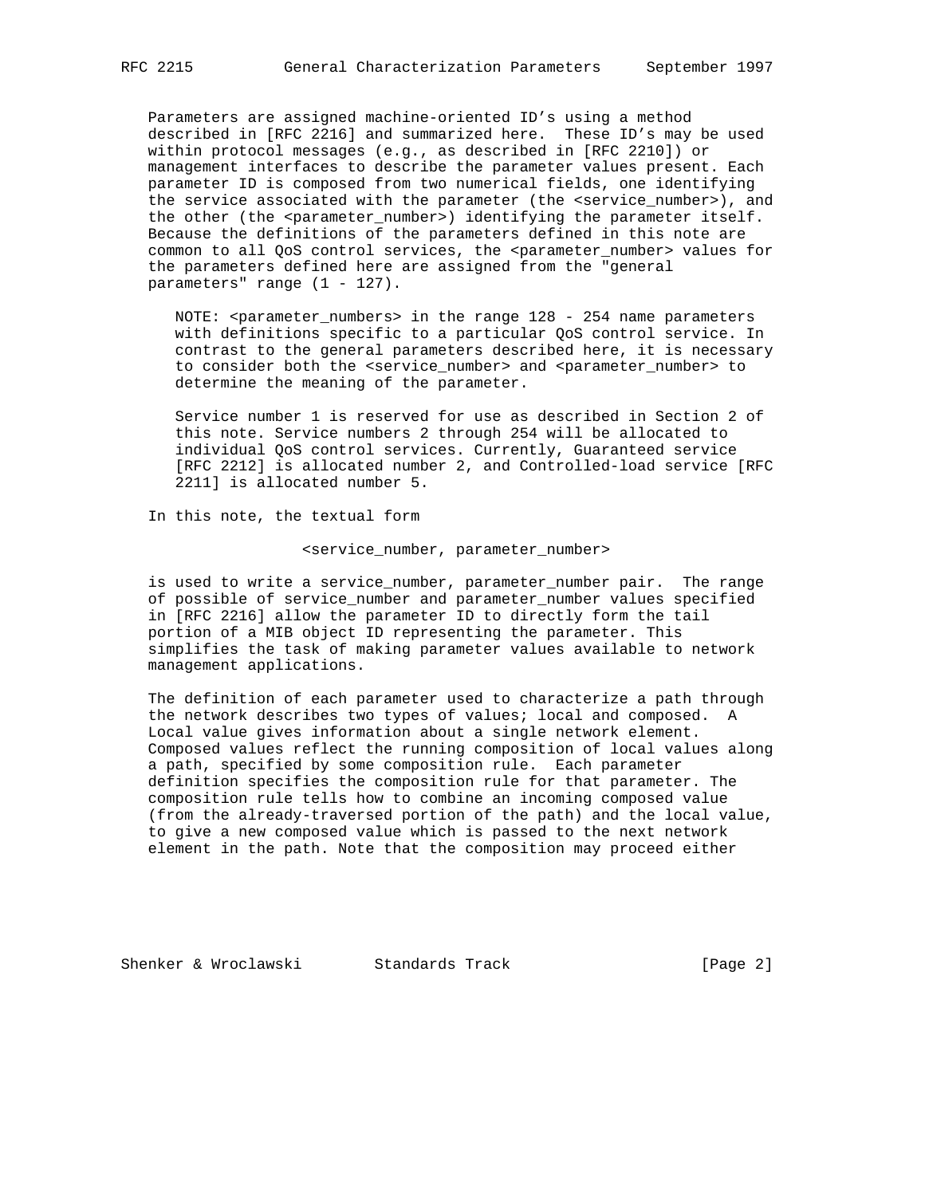Parameters are assigned machine-oriented ID's using a method described in [RFC 2216] and summarized here. These ID's may be used within protocol messages (e.g., as described in [RFC 2210]) or management interfaces to describe the parameter values present. Each parameter ID is composed from two numerical fields, one identifying the service associated with the parameter (the <service_number>), and the other (the <parameter_number>) identifying the parameter itself. Because the definitions of the parameters defined in this note are common to all QoS control services, the <parameter_number> values for the parameters defined here are assigned from the "general parameters" range (1 - 127).

> NOTE: <parameter_numbers> in the range 128 - 254 name parameters with definitions specific to a particular QoS control service. In contrast to the general parameters described here, it is necessary to consider both the <service_number> and <parameter_number> to determine the meaning of the parameter.
>
> Service number 1 is reserved for use as described in Section 2 of this note. Service numbers 2 through 254 will be allocated to individual QoS control services. Currently, Guaranteed service [RFC 2212] is allocated number 2, and Controlled-load service [RFC 2211] is allocated number 5.

In this note, the textual form

```
<service_number, parameter_number>
```

is used to write a service_number, parameter_number pair. The range of possible of service_number and parameter_number values specified in [RFC 2216] allow the parameter ID to directly form the tail portion of a MIB object ID representing the parameter. This simplifies the task of making parameter values available to network management applications.

The definition of each parameter used to characterize a path through the network describes two types of values; local and composed. A Local value gives information about a single network element. Composed values reflect the running composition of local values along a path, specified by some composition rule. Each parameter definition specifies the composition rule for that parameter. The composition rule tells how to combine an incoming composed value (from the already-traversed portion of the path) and the local value, to give a new composed value which is passed to the next network element in the path. Note that the composition may proceed either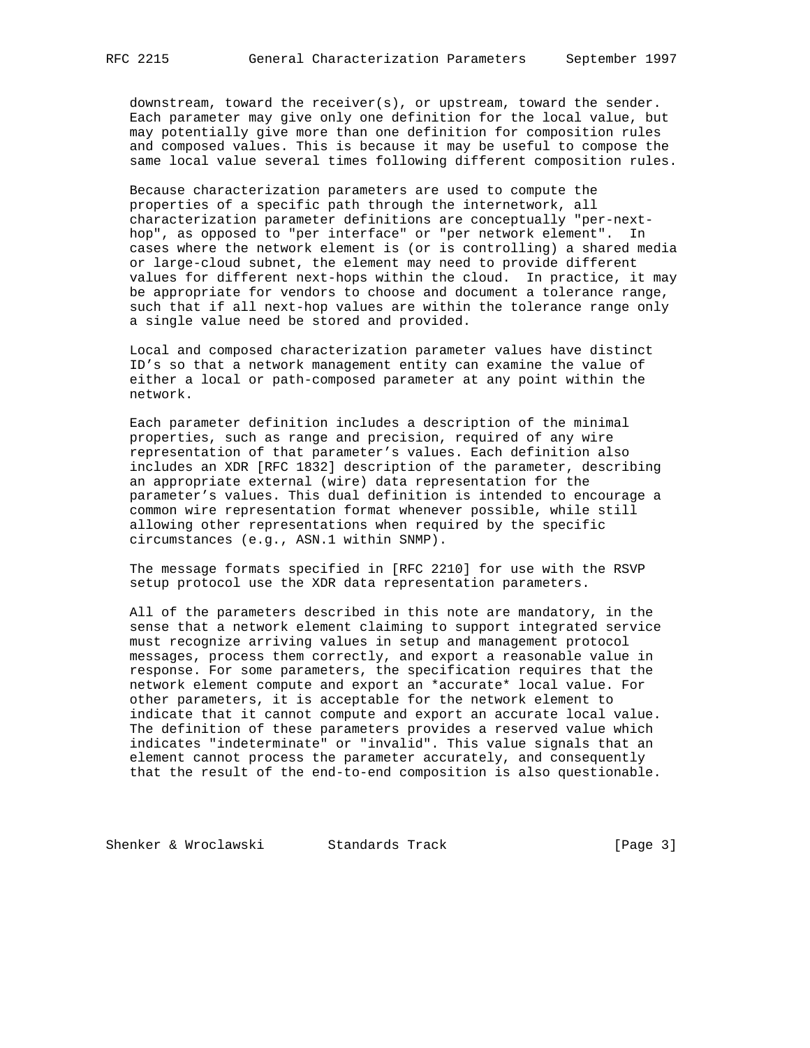downstream, toward the receiver(s), or upstream, toward the sender. Each parameter may give only one definition for the local value, but may potentially give more than one definition for composition rules and composed values. This is because it may be useful to compose the same local value several times following different composition rules.

Because characterization parameters are used to compute the properties of a specific path through the internetwork, all characterization parameter definitions are conceptually "per-next-hop", as opposed to "per interface" or "per network element". In cases where the network element is (or is controlling) a shared media or large-cloud subnet, the element may need to provide different values for different next-hops within the cloud. In practice, it may be appropriate for vendors to choose and document a tolerance range, such that if all next-hop values are within the tolerance range only a single value need be stored and provided.

Local and composed characterization parameter values have distinct ID's so that a network management entity can examine the value of either a local or path-composed parameter at any point within the network.

Each parameter definition includes a description of the minimal properties, such as range and precision, required of any wire representation of that parameter's values. Each definition also includes an XDR [RFC 1832] description of the parameter, describing an appropriate external (wire) data representation for the parameter's values. This dual definition is intended to encourage a common wire representation format whenever possible, while still allowing other representations when required by the specific circumstances (e.g., ASN.1 within SNMP).

The message formats specified in [RFC 2210] for use with the RSVP setup protocol use the XDR data representation parameters.

All of the parameters described in this note are mandatory, in the sense that a network element claiming to support integrated service must recognize arriving values in setup and management protocol messages, process them correctly, and export a reasonable value in response. For some parameters, the specification requires that the network element compute and export an *accurate* local value. For other parameters, it is acceptable for the network element to indicate that it cannot compute and export an accurate local value. The definition of these parameters provides a reserved value which indicates "indeterminate" or "invalid". This value signals that an element cannot process the parameter accurately, and consequently that the result of the end-to-end composition is also questionable.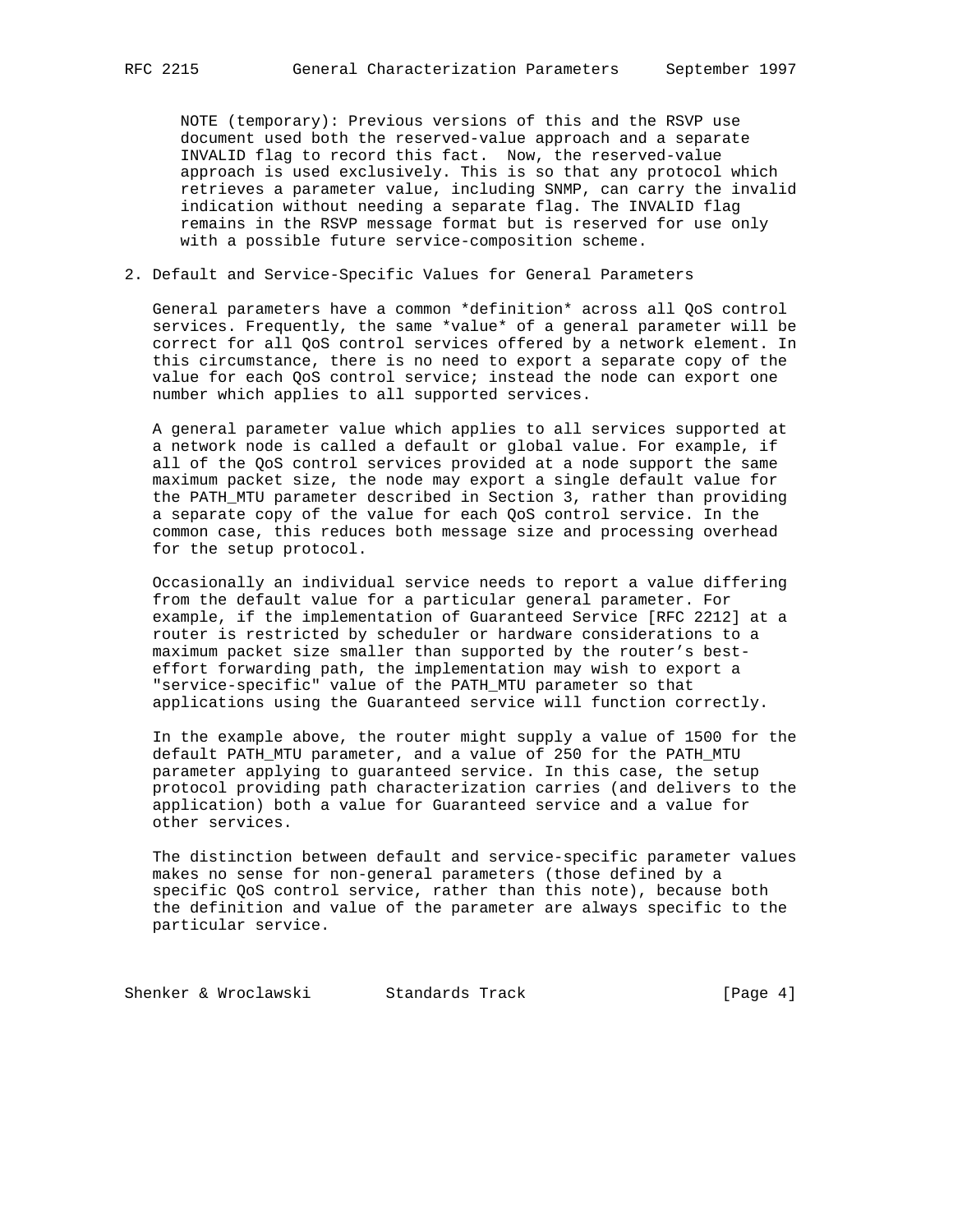NOTE (temporary): Previous versions of this and the RSVP use document used both the reserved-value approach and a separate INVALID flag to record this fact. Now, the reserved-value approach is used exclusively. This is so that any protocol which retrieves a parameter value, including SNMP, can carry the invalid indication without needing a separate flag. The INVALID flag remains in the RSVP message format but is reserved for use only with a possible future service-composition scheme.

## 2. Default and Service-Specific Values for General Parameters

General parameters have a common *definition* across all QoS control services. Frequently, the same *value* of a general parameter will be correct for all QoS control services offered by a network element. In this circumstance, there is no need to export a separate copy of the value for each QoS control service; instead the node can export one number which applies to all supported services.

A general parameter value which applies to all services supported at a network node is called a default or global value. For example, if all of the QoS control services provided at a node support the same maximum packet size, the node may export a single default value for the PATH_MTU parameter described in Section 3, rather than providing a separate copy of the value for each QoS control service. In the common case, this reduces both message size and processing overhead for the setup protocol.

Occasionally an individual service needs to report a value differing from the default value for a particular general parameter. For example, if the implementation of Guaranteed Service [RFC 2212] at a router is restricted by scheduler or hardware considerations to a maximum packet size smaller than supported by the router's best-effort forwarding path, the implementation may wish to export a "service-specific" value of the PATH_MTU parameter so that applications using the Guaranteed service will function correctly.

In the example above, the router might supply a value of 1500 for the default PATH_MTU parameter, and a value of 250 for the PATH_MTU parameter applying to guaranteed service. In this case, the setup protocol providing path characterization carries (and delivers to the application) both a value for Guaranteed service and a value for other services.

The distinction between default and service-specific parameter values makes no sense for non-general parameters (those defined by a specific QoS control service, rather than this note), because both the definition and value of the parameter are always specific to the particular service.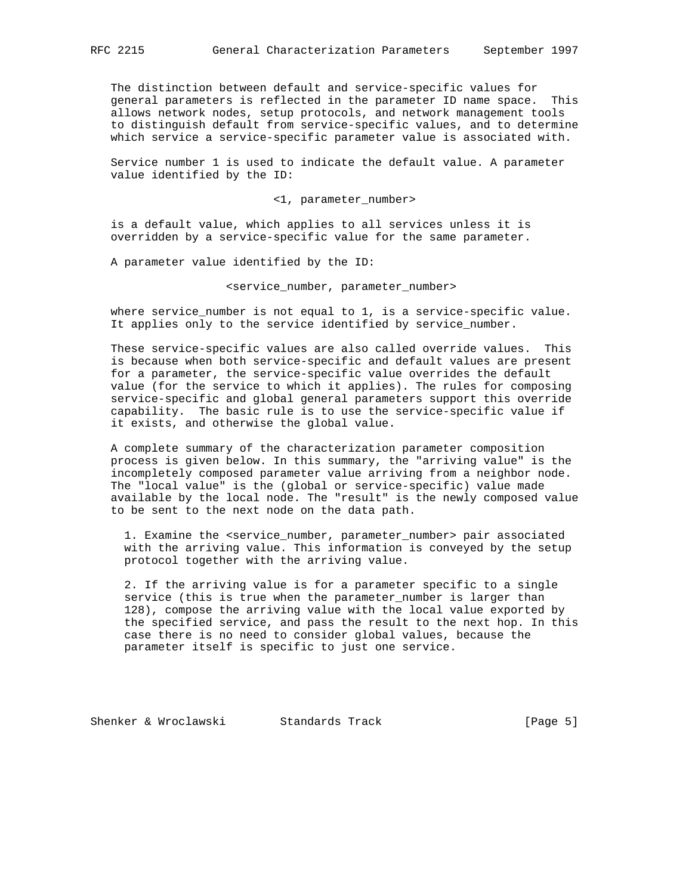The distinction between default and service-specific values for general parameters is reflected in the parameter ID name space. This allows network nodes, setup protocols, and network management tools to distinguish default from service-specific values, and to determine which service a service-specific parameter value is associated with.

Service number 1 is used to indicate the default value. A parameter value identified by the ID:

<1, parameter_number>

is a default value, which applies to all services unless it is overridden by a service-specific value for the same parameter.

A parameter value identified by the ID:

<service_number, parameter_number>

where service_number is not equal to 1, is a service-specific value. It applies only to the service identified by service_number.

These service-specific values are also called override values. This is because when both service-specific and default values are present for a parameter, the service-specific value overrides the default value (for the service to which it applies). The rules for composing service-specific and global general parameters support this override capability. The basic rule is to use the service-specific value if it exists, and otherwise the global value.

A complete summary of the characterization parameter composition process is given below. In this summary, the "arriving value" is the incompletely composed parameter value arriving from a neighbor node. The "local value" is the (global or service-specific) value made available by the local node. The "result" is the newly composed value to be sent to the next node on the data path.

1. Examine the <service_number, parameter_number> pair associated with the arriving value. This information is conveyed by the setup protocol together with the arriving value.

2. If the arriving value is for a parameter specific to a single service (this is true when the parameter_number is larger than 128), compose the arriving value with the local value exported by the specified service, and pass the result to the next hop. In this case there is no need to consider global values, because the parameter itself is specific to just one service.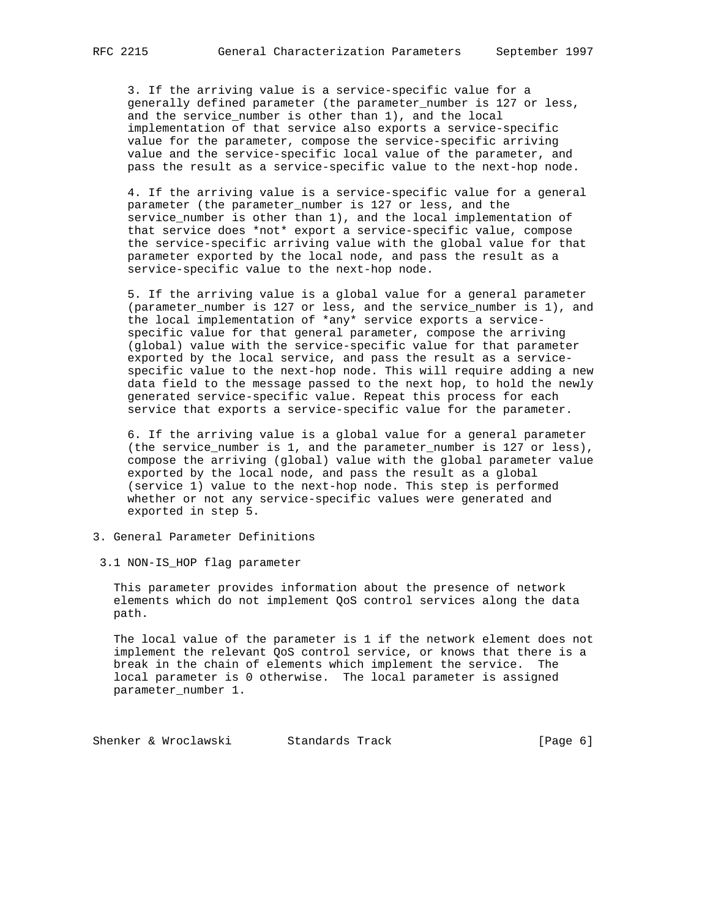3. If the arriving value is a service-specific value for a generally defined parameter (the parameter_number is 127 or less, and the service_number is other than 1), and the local implementation of that service also exports a service-specific value for the parameter, compose the service-specific arriving value and the service-specific local value of the parameter, and pass the result as a service-specific value to the next-hop node.

4. If the arriving value is a service-specific value for a general parameter (the parameter_number is 127 or less, and the service_number is other than 1), and the local implementation of that service does *not* export a service-specific value, compose the service-specific arriving value with the global value for that parameter exported by the local node, and pass the result as a service-specific value to the next-hop node.

5. If the arriving value is a global value for a general parameter (parameter_number is 127 or less, and the service_number is 1), and the local implementation of *any* service exports a service-specific value for that general parameter, compose the arriving (global) value with the service-specific value for that parameter exported by the local service, and pass the result as a service-specific value to the next-hop node. This will require adding a new data field to the message passed to the next hop, to hold the newly generated service-specific value. Repeat this process for each service that exports a service-specific value for the parameter.

6. If the arriving value is a global value for a general parameter (the service_number is 1, and the parameter_number is 127 or less), compose the arriving (global) value with the global parameter value exported by the local node, and pass the result as a global (service 1) value to the next-hop node. This step is performed whether or not any service-specific values were generated and exported in step 5.

# 3. General Parameter Definitions

## 3.1 NON-IS_HOP flag parameter

This parameter provides information about the presence of network elements which do not implement QoS control services along the data path.

The local value of the parameter is 1 if the network element does not implement the relevant QoS control service, or knows that there is a break in the chain of elements which implement the service. The local parameter is 0 otherwise. The local parameter is assigned parameter_number 1.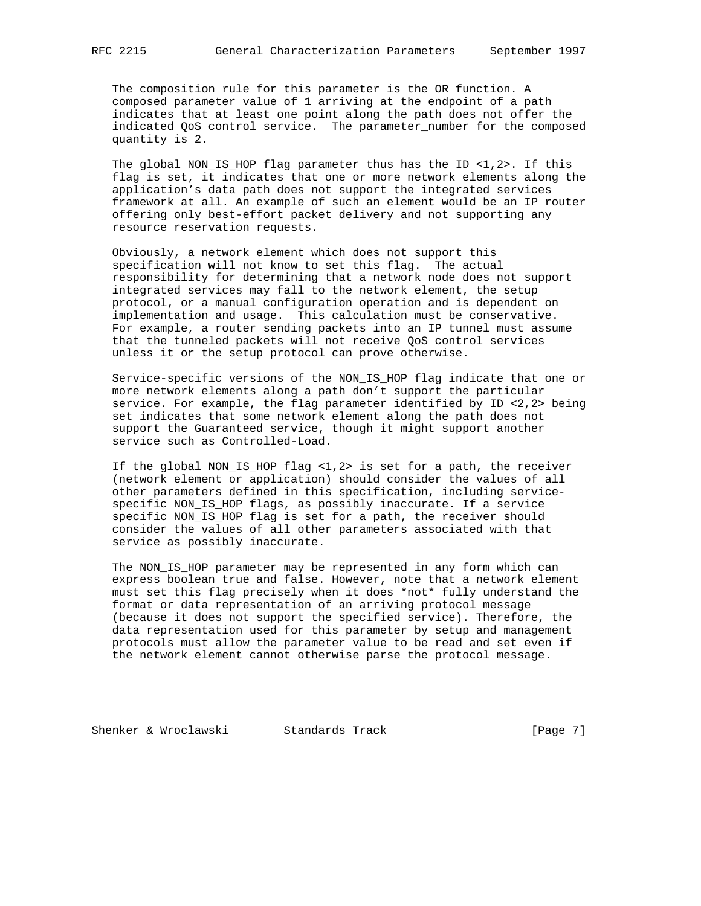The composition rule for this parameter is the OR function. A composed parameter value of 1 arriving at the endpoint of a path indicates that at least one point along the path does not offer the indicated QoS control service. The parameter_number for the composed quantity is 2.

The global NON_IS_HOP flag parameter thus has the ID <1,2>. If this flag is set, it indicates that one or more network elements along the application's data path does not support the integrated services framework at all. An example of such an element would be an IP router offering only best-effort packet delivery and not supporting any resource reservation requests.

Obviously, a network element which does not support this specification will not know to set this flag. The actual responsibility for determining that a network node does not support integrated services may fall to the network element, the setup protocol, or a manual configuration operation and is dependent on implementation and usage. This calculation must be conservative. For example, a router sending packets into an IP tunnel must assume that the tunneled packets will not receive QoS control services unless it or the setup protocol can prove otherwise.

Service-specific versions of the NON_IS_HOP flag indicate that one or more network elements along a path don't support the particular service. For example, the flag parameter identified by ID <2,2> being set indicates that some network element along the path does not support the Guaranteed service, though it might support another service such as Controlled-Load.

If the global NON_IS_HOP flag <1,2> is set for a path, the receiver (network element or application) should consider the values of all other parameters defined in this specification, including service-specific NON_IS_HOP flags, as possibly inaccurate. If a service specific NON_IS_HOP flag is set for a path, the receiver should consider the values of all other parameters associated with that service as possibly inaccurate.

The NON_IS_HOP parameter may be represented in any form which can express boolean true and false. However, note that a network element must set this flag precisely when it does *not* fully understand the format or data representation of an arriving protocol message (because it does not support the specified service). Therefore, the data representation used for this parameter by setup and management protocols must allow the parameter value to be read and set even if the network element cannot otherwise parse the protocol message.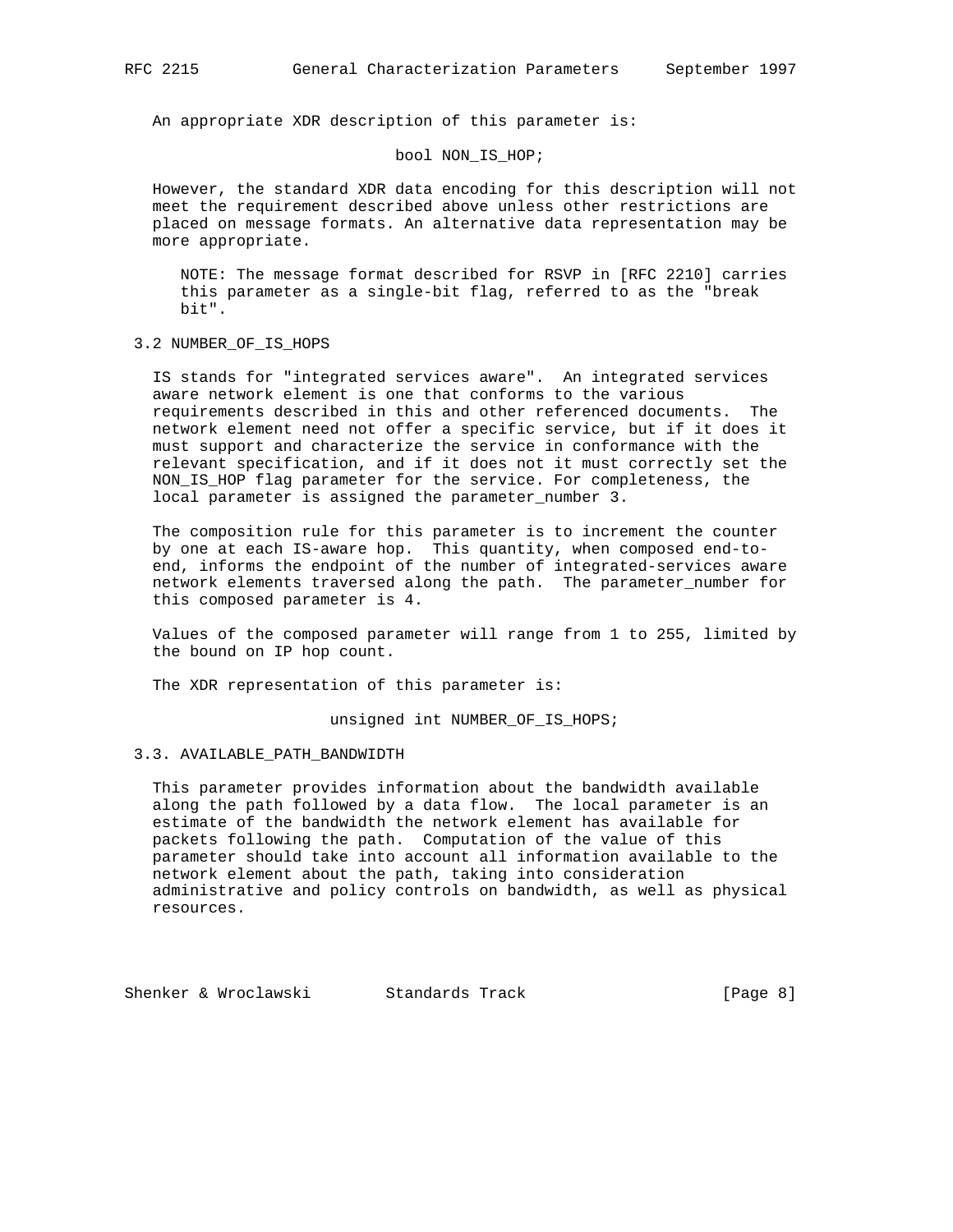An appropriate XDR description of this parameter is:

```
bool NON_IS_HOP;
```

However, the standard XDR data encoding for this description will not meet the requirement described above unless other restrictions are placed on message formats. An alternative data representation may be more appropriate.

NOTE: The message format described for RSVP in [RFC 2210] carries this parameter as a single-bit flag, referred to as the "break bit".

### 3.2 NUMBER_OF_IS_HOPS

IS stands for "integrated services aware". An integrated services aware network element is one that conforms to the various requirements described in this and other referenced documents. The network element need not offer a specific service, but if it does it must support and characterize the service in conformance with the relevant specification, and if it does not it must correctly set the NON_IS_HOP flag parameter for the service. For completeness, the local parameter is assigned the parameter_number 3.

The composition rule for this parameter is to increment the counter by one at each IS-aware hop. This quantity, when composed end-to-end, informs the endpoint of the number of integrated-services aware network elements traversed along the path. The parameter_number for this composed parameter is 4.

Values of the composed parameter will range from 1 to 255, limited by the bound on IP hop count.

The XDR representation of this parameter is:

```
unsigned int NUMBER_OF_IS_HOPS;
```

### 3.3. AVAILABLE_PATH_BANDWIDTH

This parameter provides information about the bandwidth available along the path followed by a data flow. The local parameter is an estimate of the bandwidth the network element has available for packets following the path. Computation of the value of this parameter should take into account all information available to the network element about the path, taking into consideration administrative and policy controls on bandwidth, as well as physical resources.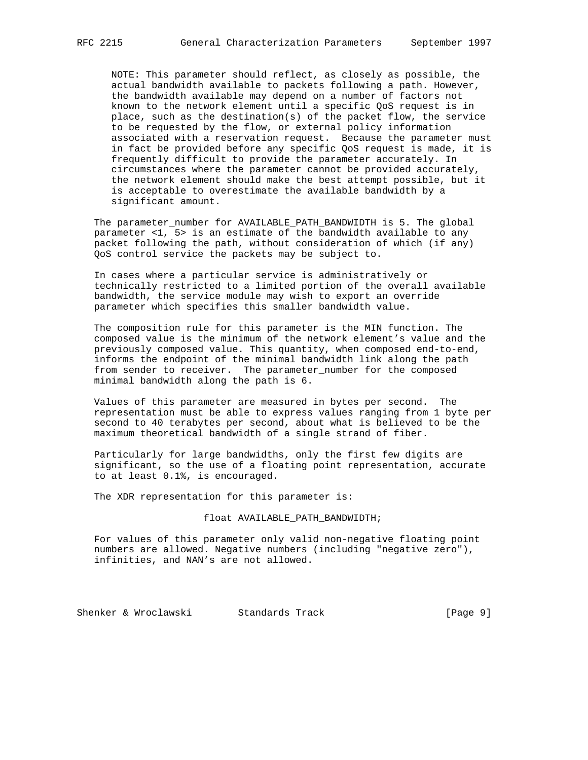NOTE: This parameter should reflect, as closely as possible, the actual bandwidth available to packets following a path. However, the bandwidth available may depend on a number of factors not known to the network element until a specific QoS request is in place, such as the destination(s) of the packet flow, the service to be requested by the flow, or external policy information associated with a reservation request. Because the parameter must in fact be provided before any specific QoS request is made, it is frequently difficult to provide the parameter accurately. In circumstances where the parameter cannot be provided accurately, the network element should make the best attempt possible, but it is acceptable to overestimate the available bandwidth by a significant amount.

The parameter_number for AVAILABLE_PATH_BANDWIDTH is 5. The global parameter <1, 5> is an estimate of the bandwidth available to any packet following the path, without consideration of which (if any) QoS control service the packets may be subject to.

In cases where a particular service is administratively or technically restricted to a limited portion of the overall available bandwidth, the service module may wish to export an override parameter which specifies this smaller bandwidth value.

The composition rule for this parameter is the MIN function. The composed value is the minimum of the network element's value and the previously composed value. This quantity, when composed end-to-end, informs the endpoint of the minimal bandwidth link along the path from sender to receiver. The parameter_number for the composed minimal bandwidth along the path is 6.

Values of this parameter are measured in bytes per second. The representation must be able to express values ranging from 1 byte per second to 40 terabytes per second, about what is believed to be the maximum theoretical bandwidth of a single strand of fiber.

Particularly for large bandwidths, only the first few digits are significant, so the use of a floating point representation, accurate to at least 0.1%, is encouraged.

The XDR representation for this parameter is:

```
float AVAILABLE_PATH_BANDWIDTH;
```

For values of this parameter only valid non-negative floating point numbers are allowed. Negative numbers (including "negative zero"), infinities, and NAN's are not allowed.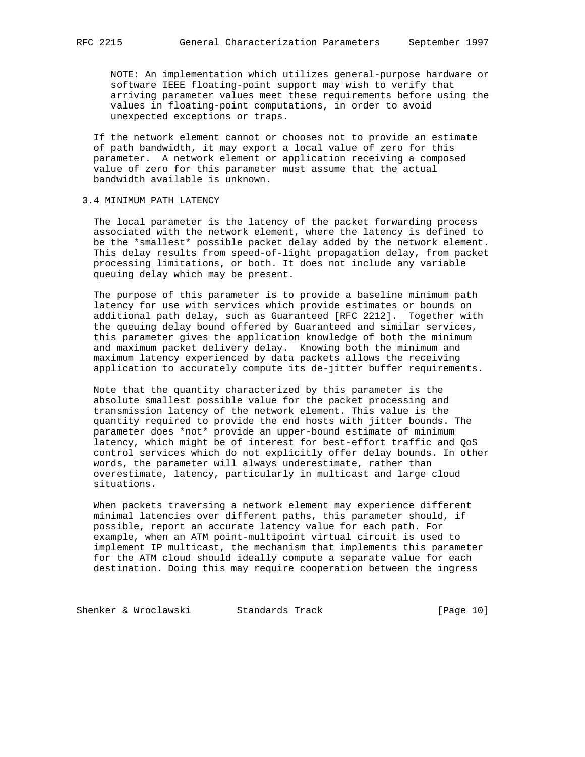NOTE: An implementation which utilizes general-purpose hardware or software IEEE floating-point support may wish to verify that arriving parameter values meet these requirements before using the values in floating-point computations, in order to avoid unexpected exceptions or traps.

If the network element cannot or chooses not to provide an estimate of path bandwidth, it may export a local value of zero for this parameter. A network element or application receiving a composed value of zero for this parameter must assume that the actual bandwidth available is unknown.

### 3.4 MINIMUM_PATH_LATENCY

The local parameter is the latency of the packet forwarding process associated with the network element, where the latency is defined to be the *smallest* possible packet delay added by the network element. This delay results from speed-of-light propagation delay, from packet processing limitations, or both. It does not include any variable queuing delay which may be present.

The purpose of this parameter is to provide a baseline minimum path latency for use with services which provide estimates or bounds on additional path delay, such as Guaranteed [RFC 2212]. Together with the queuing delay bound offered by Guaranteed and similar services, this parameter gives the application knowledge of both the minimum and maximum packet delivery delay. Knowing both the minimum and maximum latency experienced by data packets allows the receiving application to accurately compute its de-jitter buffer requirements.

Note that the quantity characterized by this parameter is the absolute smallest possible value for the packet processing and transmission latency of the network element. This value is the quantity required to provide the end hosts with jitter bounds. The parameter does *not* provide an upper-bound estimate of minimum latency, which might be of interest for best-effort traffic and QoS control services which do not explicitly offer delay bounds. In other words, the parameter will always underestimate, rather than overestimate, latency, particularly in multicast and large cloud situations.

When packets traversing a network element may experience different minimal latencies over different paths, this parameter should, if possible, report an accurate latency value for each path. For example, when an ATM point-multipoint virtual circuit is used to implement IP multicast, the mechanism that implements this parameter for the ATM cloud should ideally compute a separate value for each destination. Doing this may require cooperation between the ingress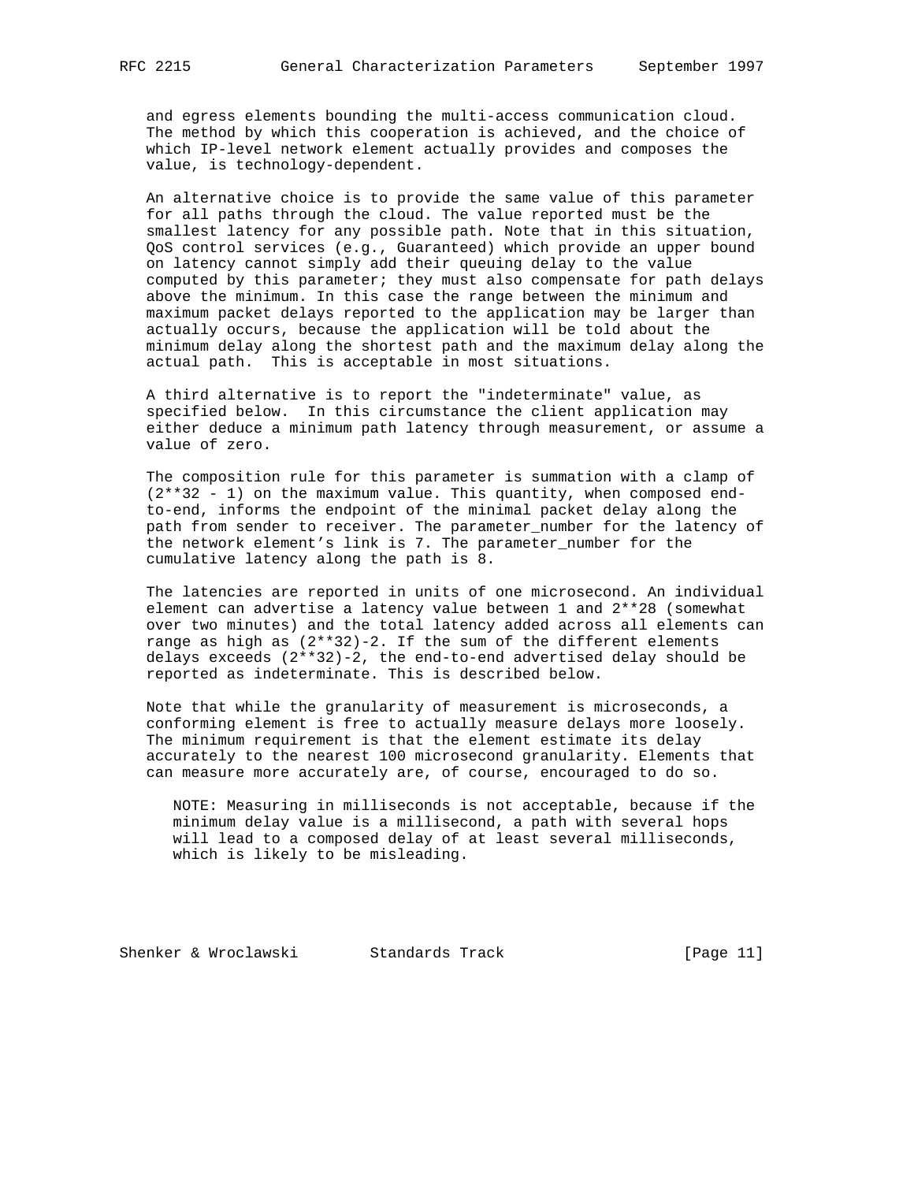and egress elements bounding the multi-access communication cloud. The method by which this cooperation is achieved, and the choice of which IP-level network element actually provides and composes the value, is technology-dependent.

An alternative choice is to provide the same value of this parameter for all paths through the cloud. The value reported must be the smallest latency for any possible path. Note that in this situation, QoS control services (e.g., Guaranteed) which provide an upper bound on latency cannot simply add their queuing delay to the value computed by this parameter; they must also compensate for path delays above the minimum. In this case the range between the minimum and maximum packet delays reported to the application may be larger than actually occurs, because the application will be told about the minimum delay along the shortest path and the maximum delay along the actual path. This is acceptable in most situations.

A third alternative is to report the "indeterminate" value, as specified below. In this circumstance the client application may either deduce a minimum path latency through measurement, or assume a value of zero.

The composition rule for this parameter is summation with a clamp of $(2^{32} - 1)$ on the maximum value. This quantity, when composed end-to-end, informs the endpoint of the minimal packet delay along the path from sender to receiver. The parameter_number for the latency of the network element's link is 7. The parameter_number for the cumulative latency along the path is 8.

The latencies are reported in units of one microsecond. An individual element can advertise a latency value between 1 and $2^{28}$ (somewhat over two minutes) and the total latency added across all elements can range as high as $(2^{32})-2$. If the sum of the different elements delays exceeds $(2^{32})-2$, the end-to-end advertised delay should be reported as indeterminate. This is described below.

Note that while the granularity of measurement is microseconds, a conforming element is free to actually measure delays more loosely. The minimum requirement is that the element estimate its delay accurately to the nearest 100 microsecond granularity. Elements that can measure more accurately are, of course, encouraged to do so.

> NOTE: Measuring in milliseconds is not acceptable, because if the minimum delay value is a millisecond, a path with several hops will lead to a composed delay of at least several milliseconds, which is likely to be misleading.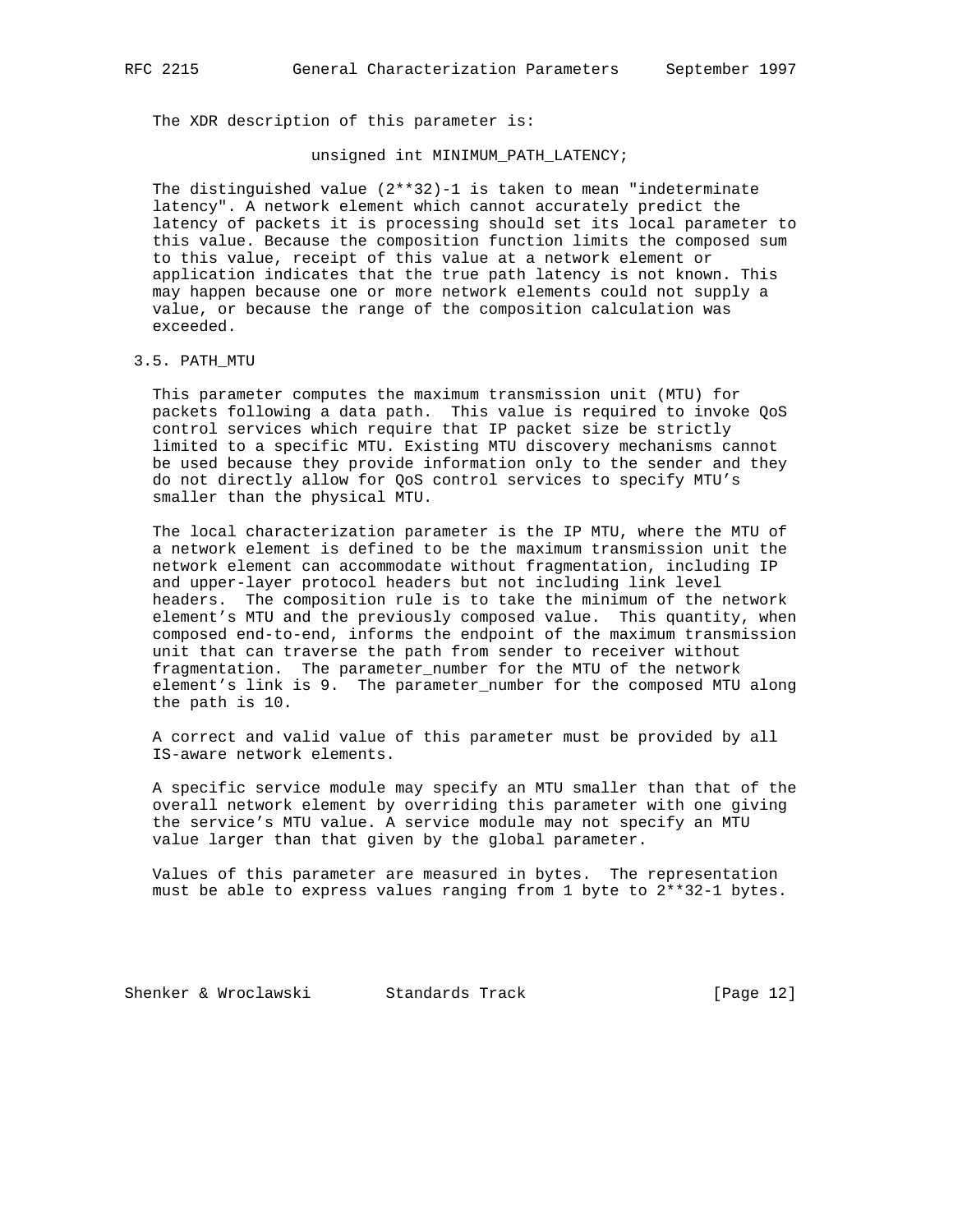The XDR description of this parameter is:

```
unsigned int MINIMUM_PATH_LATENCY;
```

The distinguished value $(2^{32})-1$ is taken to mean "indeterminate latency". A network element which cannot accurately predict the latency of packets it is processing should set its local parameter to this value. Because the composition function limits the composed sum to this value, receipt of this value at a network element or application indicates that the true path latency is not known. This may happen because one or more network elements could not supply a value, or because the range of the composition calculation was exceeded.

### 3.5. PATH_MTU

This parameter computes the maximum transmission unit (MTU) for packets following a data path. This value is required to invoke QoS control services which require that IP packet size be strictly limited to a specific MTU. Existing MTU discovery mechanisms cannot be used because they provide information only to the sender and they do not directly allow for QoS control services to specify MTU's smaller than the physical MTU.

The local characterization parameter is the IP MTU, where the MTU of a network element is defined to be the maximum transmission unit the network element can accommodate without fragmentation, including IP and upper-layer protocol headers but not including link level headers. The composition rule is to take the minimum of the network element's MTU and the previously composed value. This quantity, when composed end-to-end, informs the endpoint of the maximum transmission unit that can traverse the path from sender to receiver without fragmentation. The parameter_number for the MTU of the network element's link is 9. The parameter_number for the composed MTU along the path is 10.

A correct and valid value of this parameter must be provided by all IS-aware network elements.

A specific service module may specify an MTU smaller than that of the overall network element by overriding this parameter with one giving the service's MTU value. A service module may not specify an MTU value larger than that given by the global parameter.

Values of this parameter are measured in bytes. The representation must be able to express values ranging from 1 byte to $2^{32}-1$ bytes.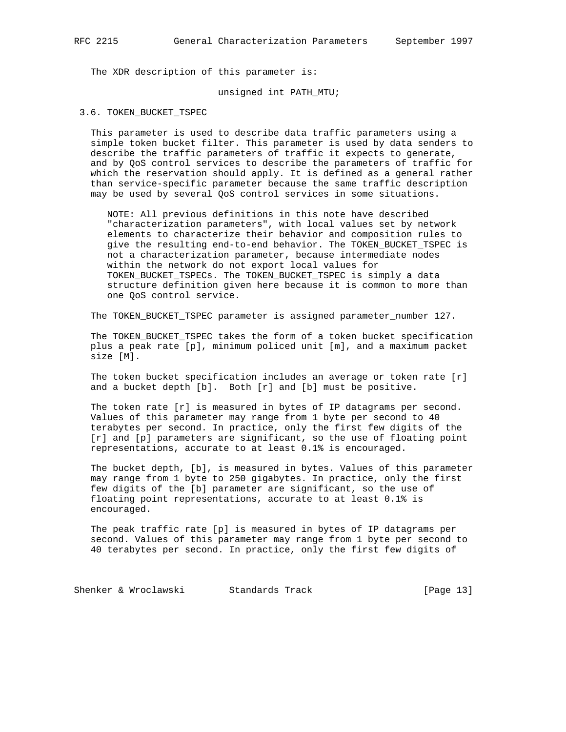The XDR description of this parameter is:

```
unsigned int PATH_MTU;
```

### 3.6. TOKEN_BUCKET_TSPEC

This parameter is used to describe data traffic parameters using a simple token bucket filter. This parameter is used by data senders to describe the traffic parameters of traffic it expects to generate, and by QoS control services to describe the parameters of traffic for which the reservation should apply. It is defined as a general rather than service-specific parameter because the same traffic description may be used by several QoS control services in some situations.

> NOTE: All previous definitions in this note have described "characterization parameters", with local values set by network elements to characterize their behavior and composition rules to give the resulting end-to-end behavior. The TOKEN_BUCKET_TSPEC is not a characterization parameter, because intermediate nodes within the network do not export local values for TOKEN_BUCKET_TSPECs. The TOKEN_BUCKET_TSPEC is simply a data structure definition given here because it is common to more than one QoS control service.

The TOKEN_BUCKET_TSPEC parameter is assigned parameter_number 127.

The TOKEN_BUCKET_TSPEC takes the form of a token bucket specification plus a peak rate [p], minimum policed unit [m], and a maximum packet size [M].

The token bucket specification includes an average or token rate [r] and a bucket depth [b]. Both [r] and [b] must be positive.

The token rate [r] is measured in bytes of IP datagrams per second. Values of this parameter may range from 1 byte per second to 40 terabytes per second. In practice, only the first few digits of the [r] and [p] parameters are significant, so the use of floating point representations, accurate to at least 0.1% is encouraged.

The bucket depth, [b], is measured in bytes. Values of this parameter may range from 1 byte to 250 gigabytes. In practice, only the first few digits of the [b] parameter are significant, so the use of floating point representations, accurate to at least 0.1% is encouraged.

The peak traffic rate [p] is measured in bytes of IP datagrams per second. Values of this parameter may range from 1 byte per second to 40 terabytes per second. In practice, only the first few digits of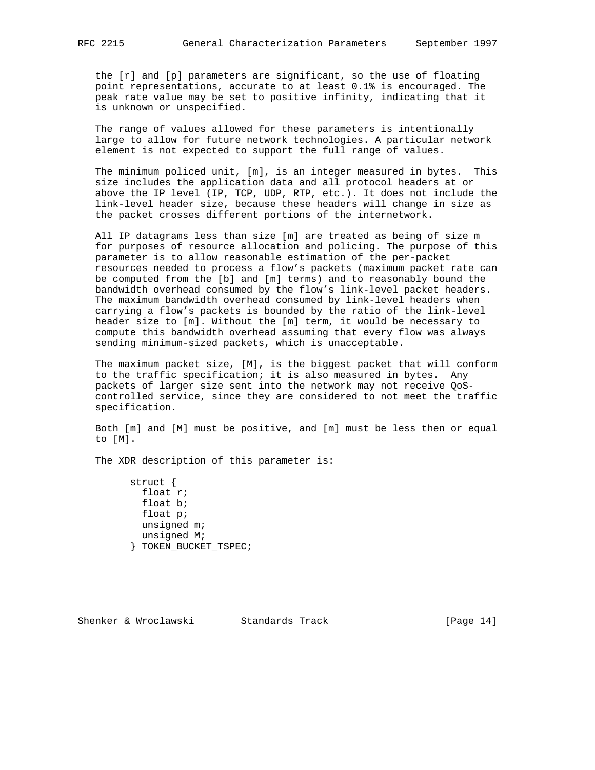the [r] and [p] parameters are significant, so the use of floating point representations, accurate to at least 0.1% is encouraged. The peak rate value may be set to positive infinity, indicating that it is unknown or unspecified.

The range of values allowed for these parameters is intentionally large to allow for future network technologies. A particular network element is not expected to support the full range of values.

The minimum policed unit, [m], is an integer measured in bytes. This size includes the application data and all protocol headers at or above the IP level (IP, TCP, UDP, RTP, etc.). It does not include the link-level header size, because these headers will change in size as the packet crosses different portions of the internetwork.

All IP datagrams less than size [m] are treated as being of size m for purposes of resource allocation and policing. The purpose of this parameter is to allow reasonable estimation of the per-packet resources needed to process a flow's packets (maximum packet rate can be computed from the [b] and [m] terms) and to reasonably bound the bandwidth overhead consumed by the flow's link-level packet headers. The maximum bandwidth overhead consumed by link-level headers when carrying a flow's packets is bounded by the ratio of the link-level header size to [m]. Without the [m] term, it would be necessary to compute this bandwidth overhead assuming that every flow was always sending minimum-sized packets, which is unacceptable.

The maximum packet size, [M], is the biggest packet that will conform to the traffic specification; it is also measured in bytes. Any packets of larger size sent into the network may not receive QoS-controlled service, since they are considered to not meet the traffic specification.

Both [m] and [M] must be positive, and [m] must be less then or equal to [M].

The XDR description of this parameter is:

```
struct {
  float r;
  float b;
  float p;
  unsigned m;
  unsigned M;
} TOKEN_BUCKET_TSPEC;
```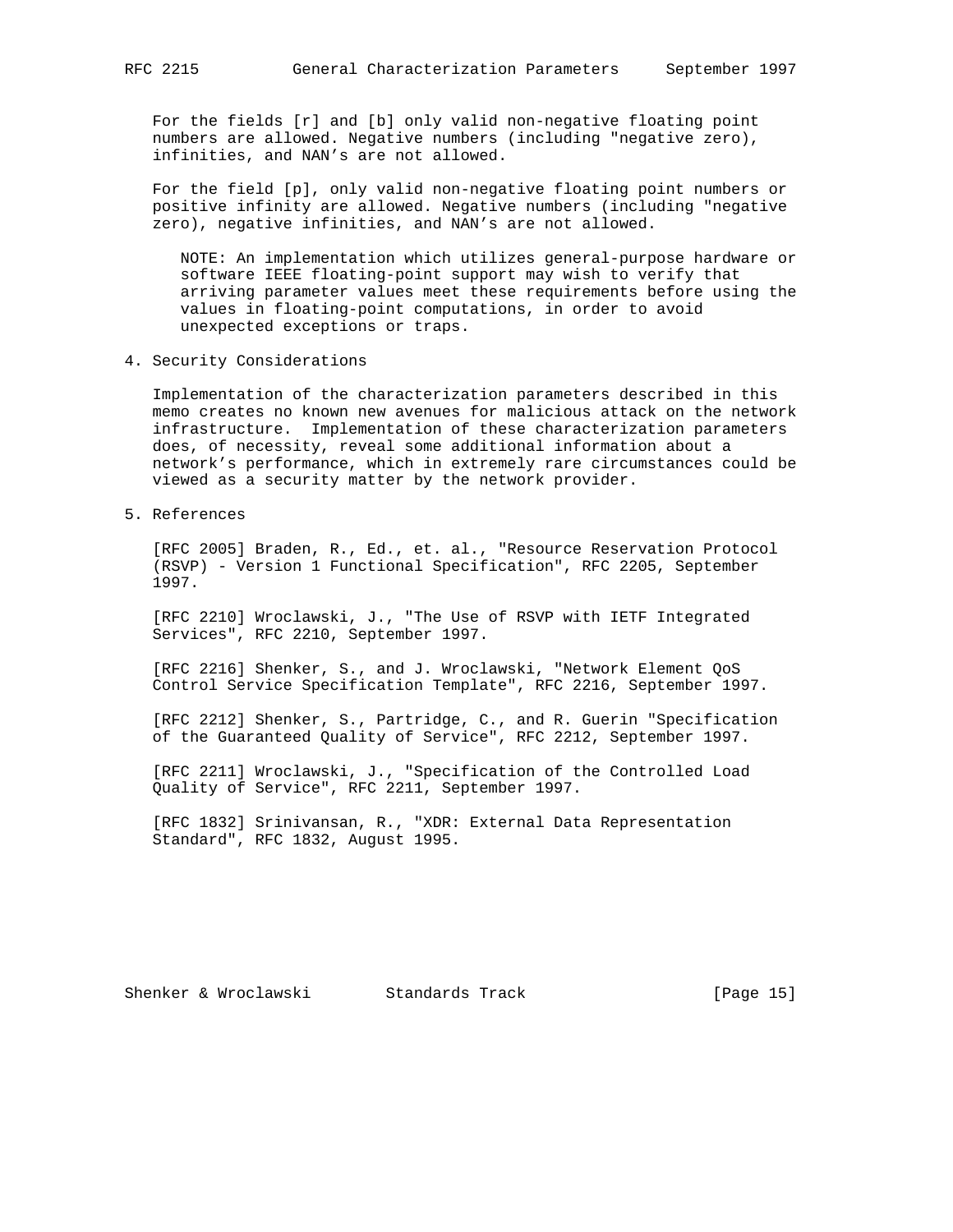For the fields [r] and [b] only valid non-negative floating point numbers are allowed. Negative numbers (including "negative zero), infinities, and NAN's are not allowed.

For the field [p], only valid non-negative floating point numbers or positive infinity are allowed. Negative numbers (including "negative zero), negative infinities, and NAN's are not allowed.

> NOTE: An implementation which utilizes general-purpose hardware or software IEEE floating-point support may wish to verify that arriving parameter values meet these requirements before using the values in floating-point computations, in order to avoid unexpected exceptions or traps.

## 4. Security Considerations

Implementation of the characterization parameters described in this memo creates no known new avenues for malicious attack on the network infrastructure. Implementation of these characterization parameters does, of necessity, reveal some additional information about a network's performance, which in extremely rare circumstances could be viewed as a security matter by the network provider.

## 5. References

[RFC 2005] Braden, R., Ed., et. al., "Resource Reservation Protocol (RSVP) - Version 1 Functional Specification", RFC 2205, September 1997.

[RFC 2210] Wroclawski, J., "The Use of RSVP with IETF Integrated Services", RFC 2210, September 1997.

[RFC 2216] Shenker, S., and J. Wroclawski, "Network Element QoS Control Service Specification Template", RFC 2216, September 1997.

[RFC 2212] Shenker, S., Partridge, C., and R. Guerin "Specification of the Guaranteed Quality of Service", RFC 2212, September 1997.

[RFC 2211] Wroclawski, J., "Specification of the Controlled Load Quality of Service", RFC 2211, September 1997.

[RFC 1832] Srinivansan, R., "XDR: External Data Representation Standard", RFC 1832, August 1995.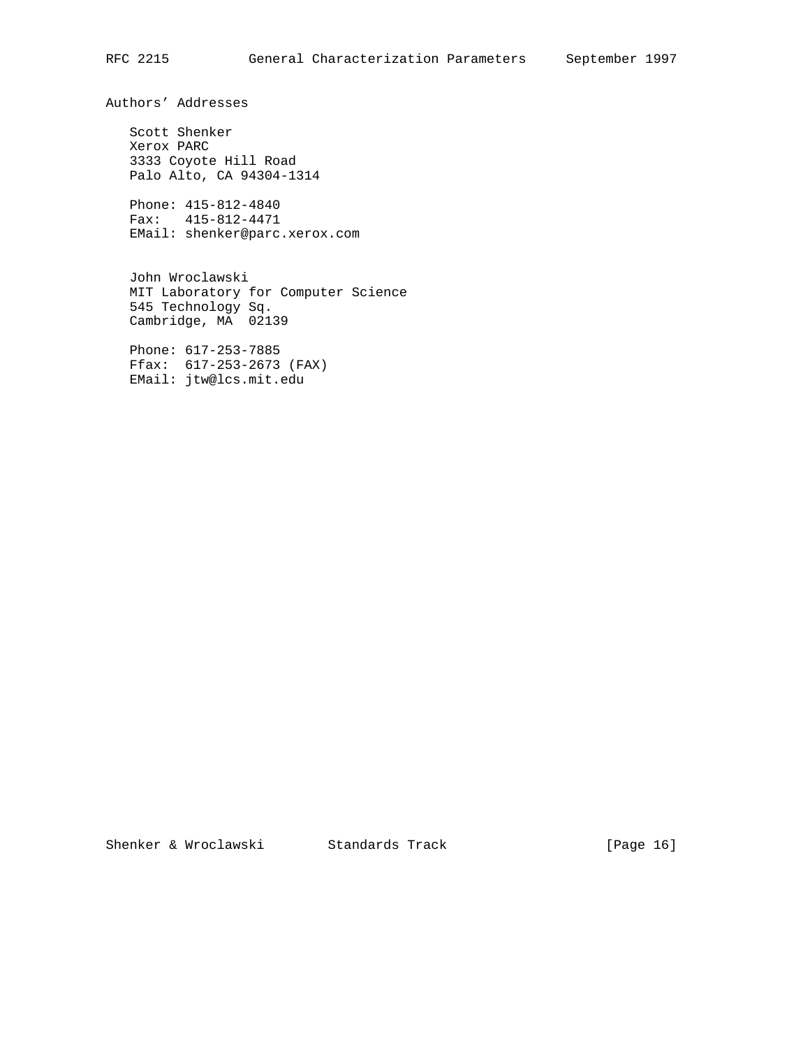## Authors' Addresses

Scott Shenker
Xerox PARC
3333 Coyote Hill Road
Palo Alto, CA 94304-1314

Phone: 415-812-4840
Fax: 415-812-4471
EMail: shenker@parc.xerox.com

John Wroclawski
MIT Laboratory for Computer Science
545 Technology Sq.
Cambridge, MA 02139

Phone: 617-253-7885
Ffax: 617-253-2673 (FAX)
EMail: jtw@lcs.mit.edu